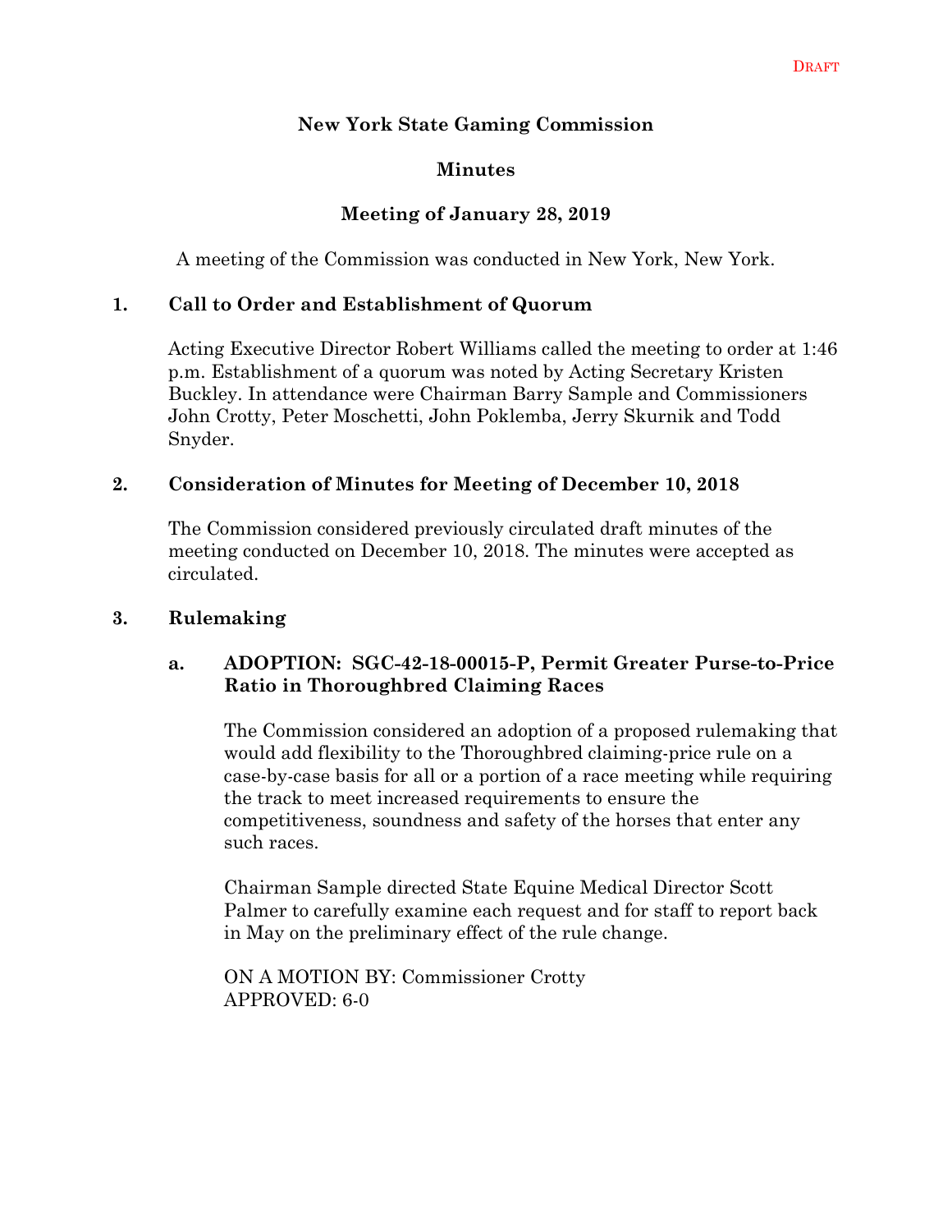DRAFT

# New York State Gaming Commission

## Minutes

### Meeting of January 28, 2019

A meeting of the Commission was conducted in New York, New York.

## 1. Call to Order and Establishment of Quorum

Acting Executive Director Robert Williams called the meeting to order at 1:46 p.m. Establishment of a quorum was noted by Acting Secretary Kristen Buckley. In attendance were Chairman Barry Sample and Commissioners John Crotty, Peter Moschetti, John Poklemba, Jerry Skurnik and Todd Snyder.

## 2. Consideration of Minutes for Meeting of December 10, 2018

The Commission considered previously circulated draft minutes of the meeting conducted on December 10, 2018. The minutes were accepted as circulated.

## 3. Rulemaking

### a. ADOPTION: SGC-42-18-00015-P, Permit Greater Purse-to-Price Ratio in Thoroughbred Claiming Races

The Commission considered an adoption of a proposed rulemaking that would add flexibility to the Thoroughbred claiming-price rule on a case-by-case basis for all or a portion of a race meeting while requiring the track to meet increased requirements to ensure the competitiveness, soundness and safety of the horses that enter any such races.

Chairman Sample directed State Equine Medical Director Scott Palmer to carefully examine each request and for staff to report back in May on the preliminary effect of the rule change.

ON A MOTION BY: Commissioner Crotty
APPROVED: 6-0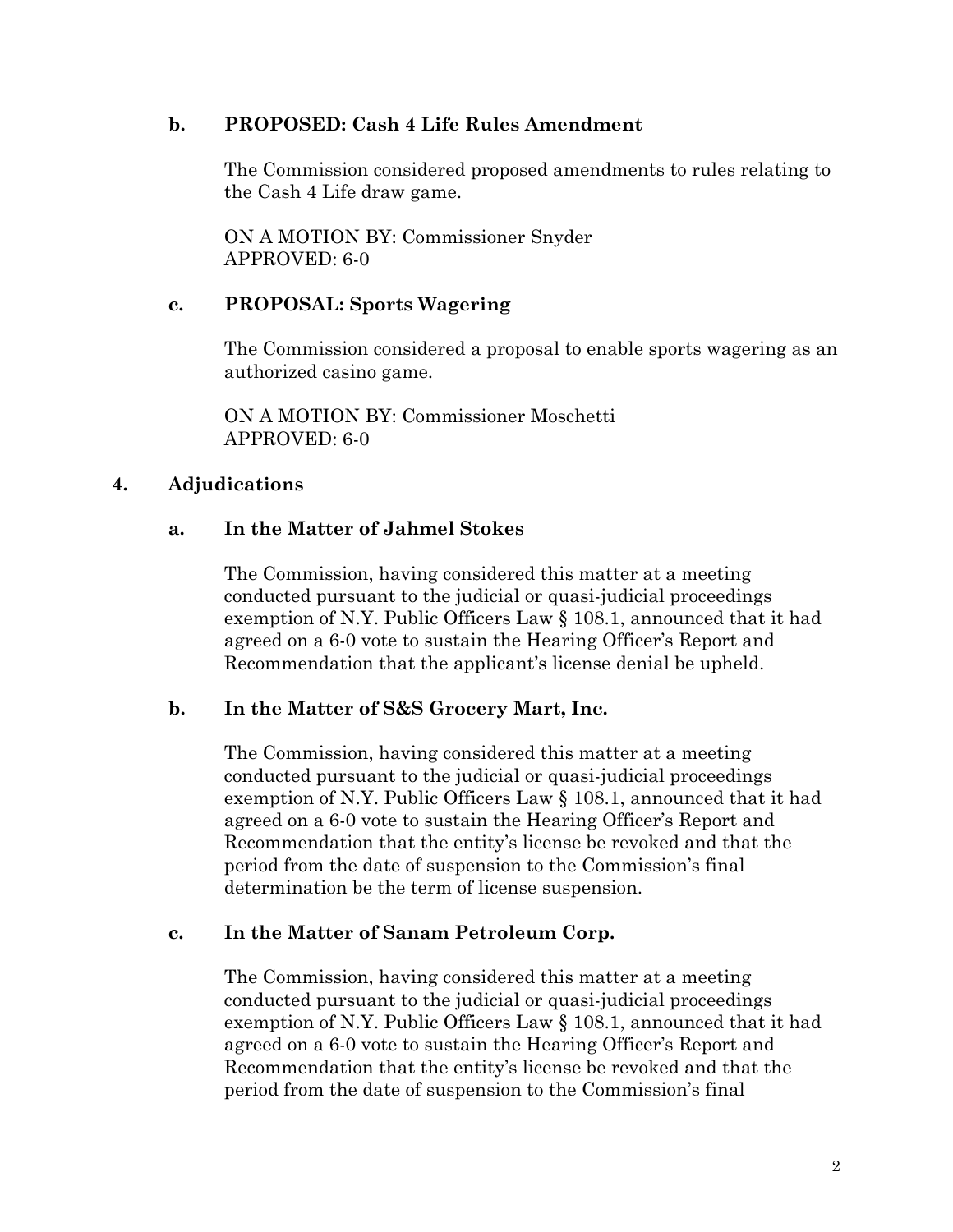**b. PROPOSED: Cash 4 Life Rules Amendment**

The Commission considered proposed amendments to rules relating to the Cash 4 Life draw game.

ON A MOTION BY: Commissioner Snyder
APPROVED: 6-0

**c. PROPOSAL: Sports Wagering**

The Commission considered a proposal to enable sports wagering as an authorized casino game.

ON A MOTION BY: Commissioner Moschetti
APPROVED: 6-0

**4. Adjudications**

**a. In the Matter of Jahmel Stokes**

The Commission, having considered this matter at a meeting conducted pursuant to the judicial or quasi-judicial proceedings exemption of N.Y. Public Officers Law § 108.1, announced that it had agreed on a 6-0 vote to sustain the Hearing Officer's Report and Recommendation that the applicant's license denial be upheld.

**b. In the Matter of S&S Grocery Mart, Inc.**

The Commission, having considered this matter at a meeting conducted pursuant to the judicial or quasi-judicial proceedings exemption of N.Y. Public Officers Law § 108.1, announced that it had agreed on a 6-0 vote to sustain the Hearing Officer's Report and Recommendation that the entity's license be revoked and that the period from the date of suspension to the Commission's final determination be the term of license suspension.

**c. In the Matter of Sanam Petroleum Corp.**

The Commission, having considered this matter at a meeting conducted pursuant to the judicial or quasi-judicial proceedings exemption of N.Y. Public Officers Law § 108.1, announced that it had agreed on a 6-0 vote to sustain the Hearing Officer's Report and Recommendation that the entity's license be revoked and that the period from the date of suspension to the Commission's final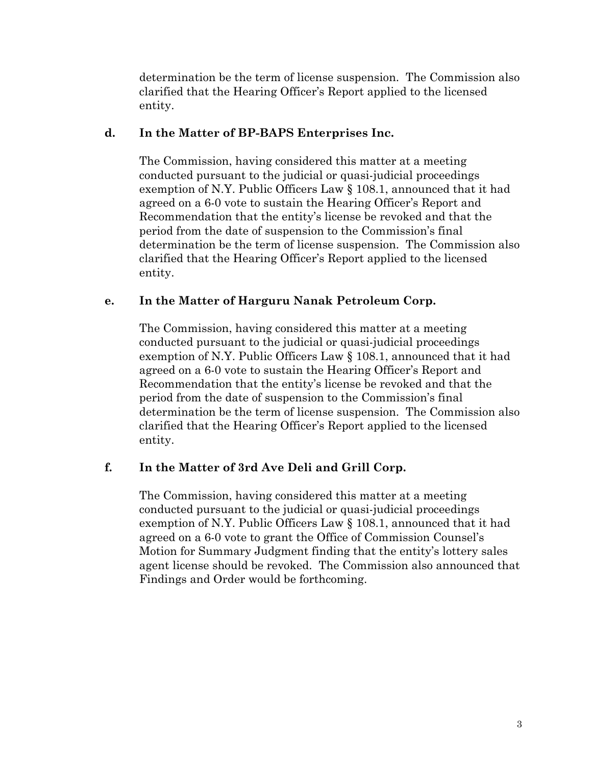determination be the term of license suspension. The Commission also clarified that the Hearing Officer's Report applied to the licensed entity.

**d. In the Matter of BP-BAPS Enterprises Inc.**

The Commission, having considered this matter at a meeting conducted pursuant to the judicial or quasi-judicial proceedings exemption of N.Y. Public Officers Law § 108.1, announced that it had agreed on a 6-0 vote to sustain the Hearing Officer's Report and Recommendation that the entity's license be revoked and that the period from the date of suspension to the Commission's final determination be the term of license suspension. The Commission also clarified that the Hearing Officer's Report applied to the licensed entity.

**e. In the Matter of Harguru Nanak Petroleum Corp.**

The Commission, having considered this matter at a meeting conducted pursuant to the judicial or quasi-judicial proceedings exemption of N.Y. Public Officers Law § 108.1, announced that it had agreed on a 6-0 vote to sustain the Hearing Officer's Report and Recommendation that the entity's license be revoked and that the period from the date of suspension to the Commission's final determination be the term of license suspension. The Commission also clarified that the Hearing Officer's Report applied to the licensed entity.

**f. In the Matter of 3rd Ave Deli and Grill Corp.**

The Commission, having considered this matter at a meeting conducted pursuant to the judicial or quasi-judicial proceedings exemption of N.Y. Public Officers Law § 108.1, announced that it had agreed on a 6-0 vote to grant the Office of Commission Counsel's Motion for Summary Judgment finding that the entity's lottery sales agent license should be revoked. The Commission also announced that Findings and Order would be forthcoming.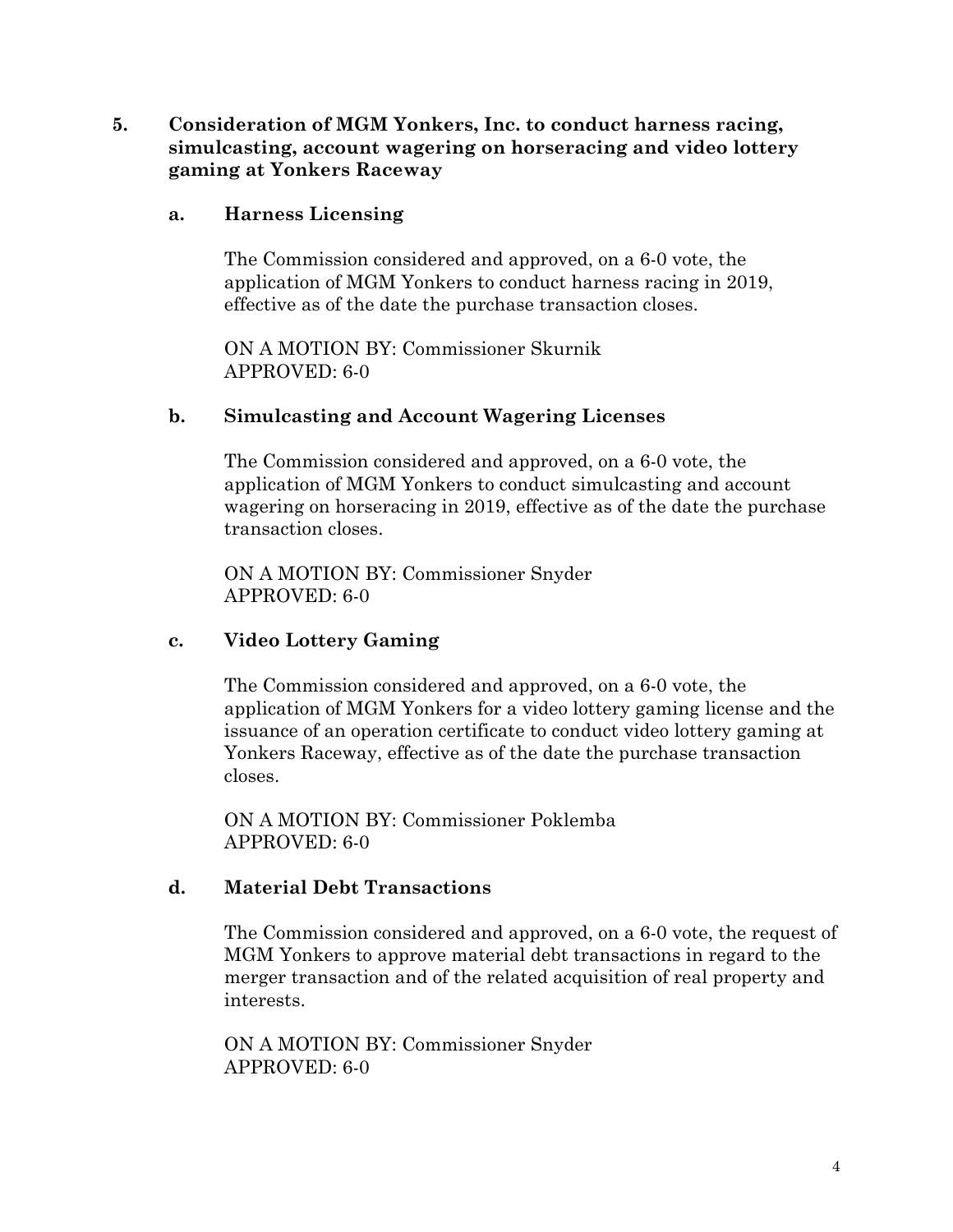**5. Consideration of MGM Yonkers, Inc. to conduct harness racing, simulcasting, account wagering on horseracing and video lottery gaming at Yonkers Raceway**

**a. Harness Licensing**

The Commission considered and approved, on a 6-0 vote, the application of MGM Yonkers to conduct harness racing in 2019, effective as of the date the purchase transaction closes.

ON A MOTION BY: Commissioner Skurnik
APPROVED: 6-0

**b. Simulcasting and Account Wagering Licenses**

The Commission considered and approved, on a 6-0 vote, the application of MGM Yonkers to conduct simulcasting and account wagering on horseracing in 2019, effective as of the date the purchase transaction closes.

ON A MOTION BY: Commissioner Snyder
APPROVED: 6-0

**c. Video Lottery Gaming**

The Commission considered and approved, on a 6-0 vote, the application of MGM Yonkers for a video lottery gaming license and the issuance of an operation certificate to conduct video lottery gaming at Yonkers Raceway, effective as of the date the purchase transaction closes.

ON A MOTION BY: Commissioner Poklemba
APPROVED: 6-0

**d. Material Debt Transactions**

The Commission considered and approved, on a 6-0 vote, the request of MGM Yonkers to approve material debt transactions in regard to the merger transaction and of the related acquisition of real property and interests.

ON A MOTION BY: Commissioner Snyder
APPROVED: 6-0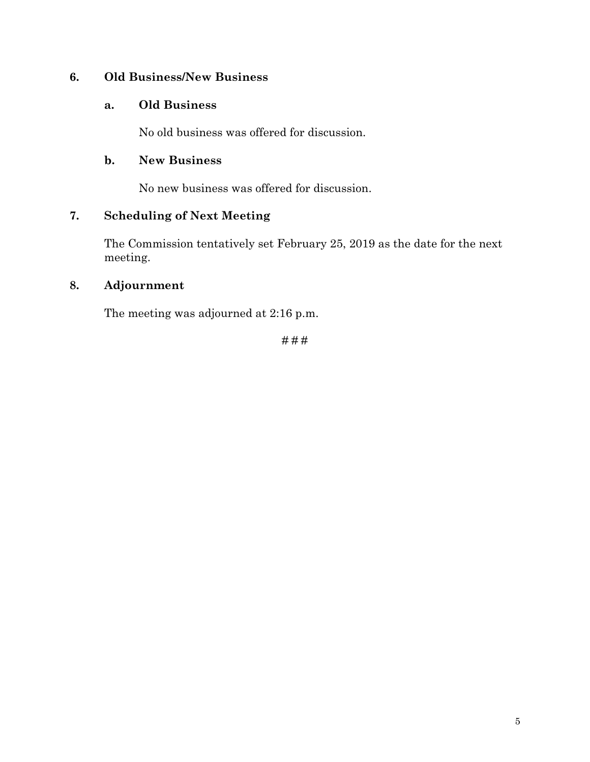## 6. Old Business/New Business

### a. Old Business

No old business was offered for discussion.

### b. New Business

No new business was offered for discussion.

## 7. Scheduling of Next Meeting

The Commission tentatively set February 25, 2019 as the date for the next meeting.

## 8. Adjournment

The meeting was adjourned at 2:16 p.m.

###